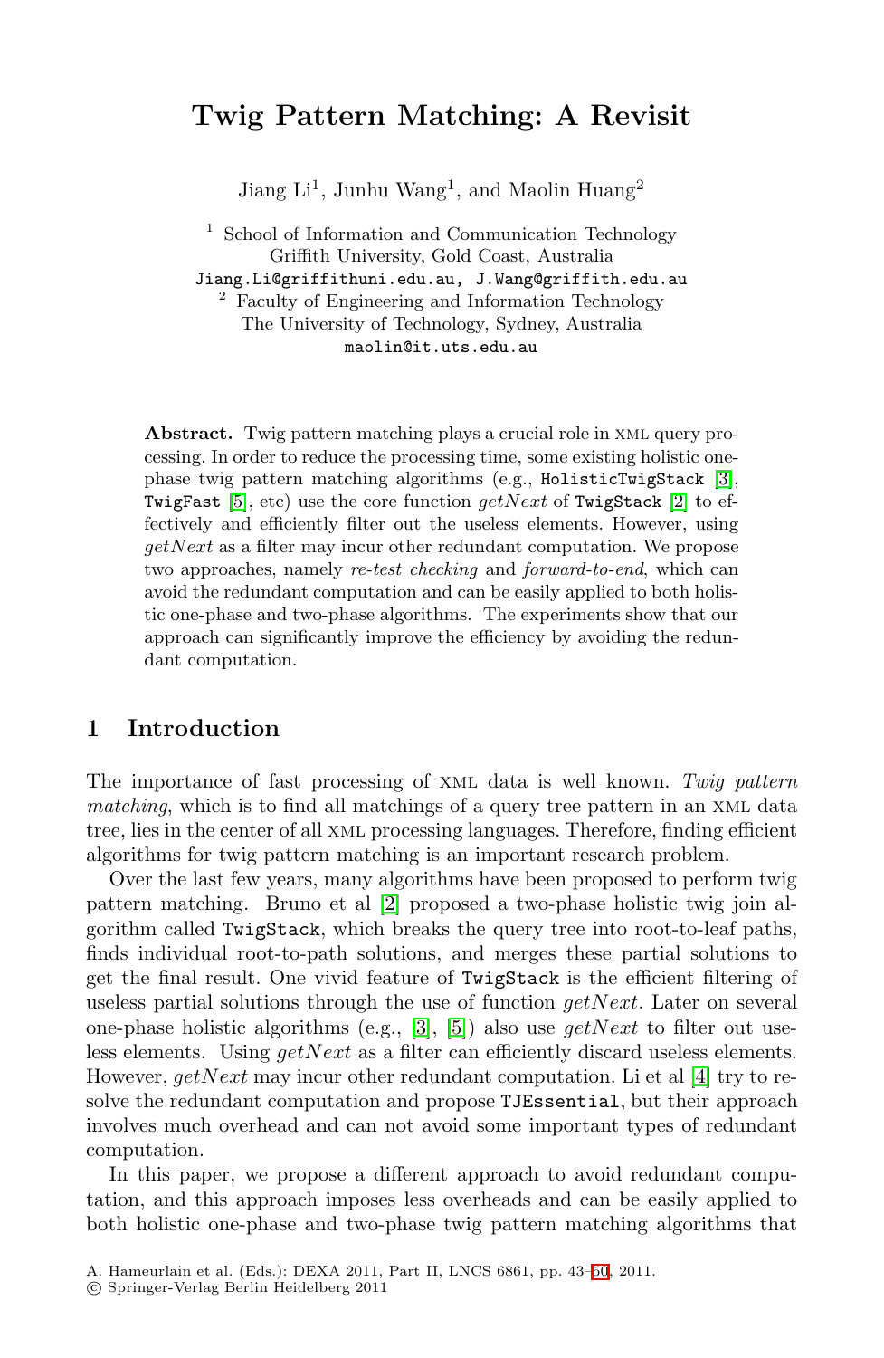# Twig Pattern Matching: A Revisit

Jiang Li[1], Junhu Wang[1], and Maolin Huang[2]

[1] School of Information and Communication Technology
Griffith University, Gold Coast, Australia
Jiang.Li@griffithuni.edu.au, J.Wang@griffith.edu.au

[2] Faculty of Engineering and Information Technology
The University of Technology, Sydney, Australia
maolin@it.uts.edu.au

**Abstract.** Twig pattern matching plays a crucial role in XML query processing. In order to reduce the processing time, some existing holistic one-phase twig pattern matching algorithms (e.g., HolisticTwigStack [3], TwigFast [5], etc) use the core function *getNext* of TwigStack [2] to effectively and efficiently filter out the useless elements. However, using *getNext* as a filter may incur other redundant computation. We propose two approaches, namely *re-test checking* and *forward-to-end*, which can avoid the redundant computation and can be easily applied to both holistic one-phase and two-phase algorithms. The experiments show that our approach can significantly improve the efficiency by avoiding the redundant computation.

## 1 Introduction

The importance of fast processing of XML data is well known. *Twig pattern matching*, which is to find all matchings of a query tree pattern in an XML data tree, lies in the center of all XML processing languages. Therefore, finding efficient algorithms for twig pattern matching is an important research problem.

Over the last few years, many algorithms have been proposed to perform twig pattern matching. Bruno et al [2] proposed a two-phase holistic twig join algorithm called TwigStack, which breaks the query tree into root-to-leaf paths, finds individual root-to-path solutions, and merges these partial solutions to get the final result. One vivid feature of TwigStack is the efficient filtering of useless partial solutions through the use of function *getNext*. Later on several one-phase holistic algorithms (e.g., [3], [5]) also use *getNext* to filter out useless elements. Using *getNext* as a filter can efficiently discard useless elements. However, *getNext* may incur other redundant computation. Li et al [4] try to resolve the redundant computation and propose TJEssential, but their approach involves much overhead and can not avoid some important types of redundant computation.

In this paper, we propose a different approach to avoid redundant computation, and this approach imposes less overheads and can be easily applied to both holistic one-phase and two-phase twig pattern matching algorithms that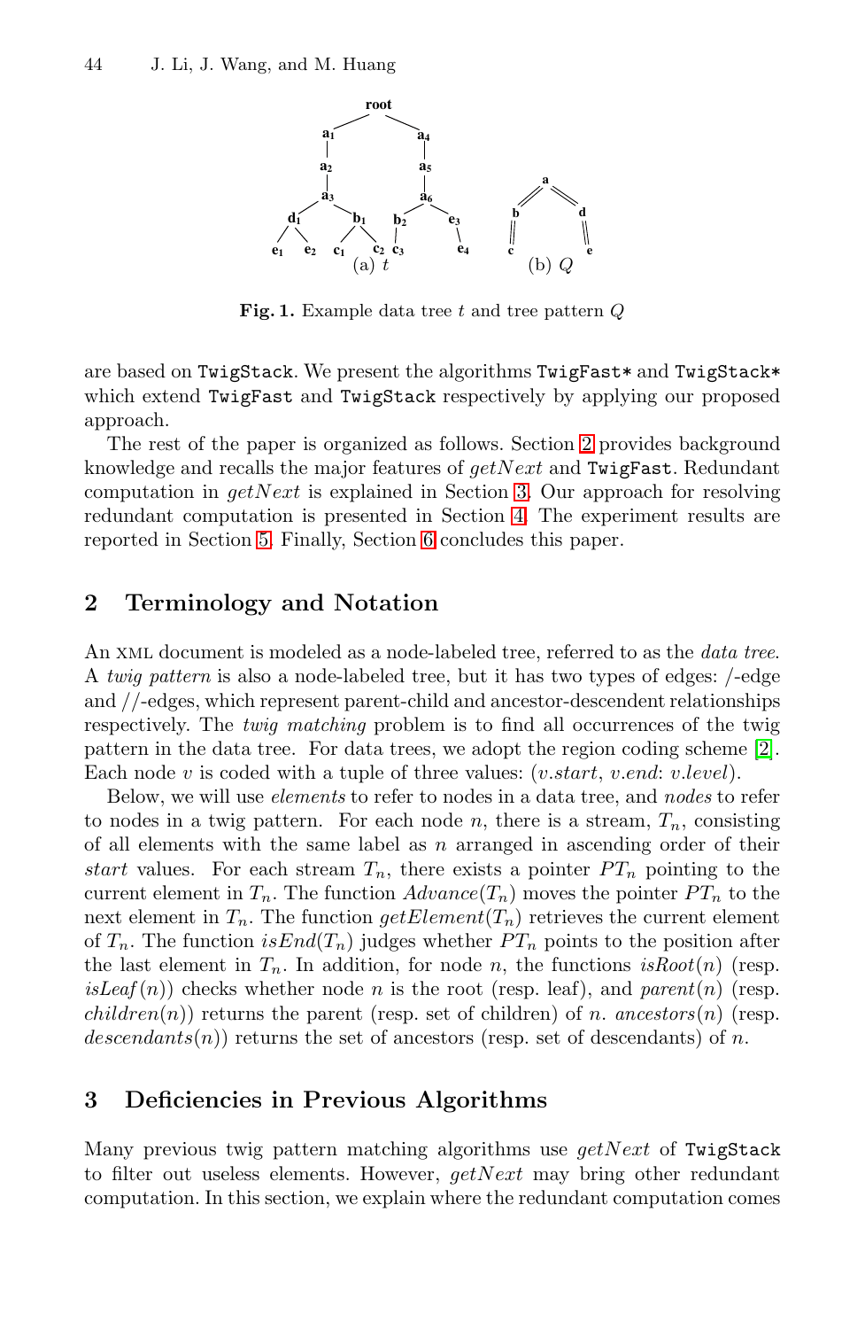**Fig. 1.** Example data tree $t$ and tree pattern $Q$

are based on TwigStack. We present the algorithms TwigFast* and TwigStack* which extend TwigFast and TwigStack respectively by applying our proposed approach.

The rest of the paper is organized as follows. Section 2 provides background knowledge and recalls the major features of *getNext* and TwigFast. Redundant computation in *getNext* is explained in Section 3. Our approach for resolving redundant computation is presented in Section 4. The experiment results are reported in Section 5. Finally, Section 6 concludes this paper.

## 2 Terminology and Notation

An XML document is modeled as a node-labeled tree, referred to as the *data tree*. A *twig pattern* is also a node-labeled tree, but it has two types of edges: /-edge and //-edges, which represent parent-child and ancestor-descendent relationships respectively. The *twig matching* problem is to find all occurrences of the twig pattern in the data tree. For data trees, we adopt the region coding scheme [2]. Each node $v$ is coded with a tuple of three values: ($v.start$, $v.end$: $v.level$).

Below, we will use *elements* to refer to nodes in a data tree, and *nodes* to refer to nodes in a twig pattern. For each node $n$, there is a stream, $T_n$, consisting of all elements with the same label as $n$ arranged in ascending order of their *start* values. For each stream $T_n$, there exists a pointer $PT_n$ pointing to the current element in $T_n$. The function $Advance(T_n)$ moves the pointer $PT_n$ to the next element in $T_n$. The function $getElement(T_n)$ retrieves the current element of $T_n$. The function $isEnd(T_n)$ judges whether $PT_n$ points to the position after the last element in $T_n$. In addition, for node $n$, the functions $isRoot(n)$ (resp. $isLeaf(n)$) checks whether node $n$ is the root (resp. leaf), and $parent(n)$ (resp. $children(n)$) returns the parent (resp. set of children) of $n$. $ancestors(n)$ (resp. $descendants(n)$) returns the set of ancestors (resp. set of descendants) of $n$.

## 3 Deficiencies in Previous Algorithms

Many previous twig pattern matching algorithms use *getNext* of TwigStack to filter out useless elements. However, *getNext* may bring other redundant computation. In this section, we explain where the redundant computation comes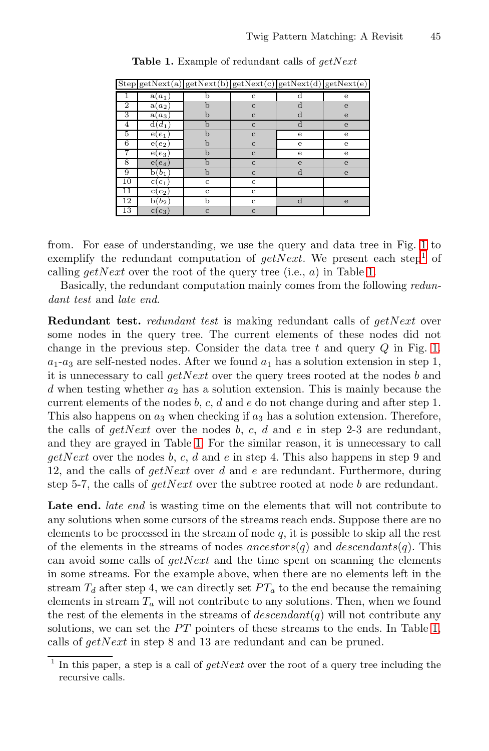**Table 1.** Example of redundant calls of *getNext*

| Step | getNext(a) | getNext(b) | getNext(c) | getNext(d) | getNext(e) |
|---|---|---|---|---|---|
| 1 | a($a_1$) | b | c | d | e |
| 2 | a($a_2$) | b | c | d | e |
| 3 | a($a_3$) | b | c | d | e |
| 4 | d($d_1$) | b | c | d | e |
| 5 | e($e_1$) | b | c | e | e |
| 6 | e($e_2$) | b | c | e | e |
| 7 | e($e_3$) | b | c | e | e |
| 8 | e($e_4$) | b | c | e | e |
| 9 | b($b_1$) | b | c | d | e |
| 10 | c($c_1$) | c | c | | |
| 11 | c($c_2$) | c | c | | |
| 12 | b($b_2$) | b | c | d | e |
| 13 | c($c_3$) | c | c | | |

from. For ease of understanding, we use the query and data tree in Fig. 1 to exemplify the redundant computation of *getNext*. We present each step[1] of calling *getNext* over the root of the query tree (i.e., $a$) in Table 1.

Basically, the redundant computation mainly comes from the following *redundant test* and *late end*.

**Redundant test.** *redundant test* is making redundant calls of *getNext* over some nodes in the query tree. The current elements of these nodes did not change in the previous step. Consider the data tree $t$ and query $Q$ in Fig. 1, $a_1$-$a_3$ are self-nested nodes. After we found $a_1$ has a solution extension in step 1, it is unnecessary to call *getNext* over the query trees rooted at the nodes $b$ and $d$ when testing whether $a_2$ has a solution extension. This is mainly because the current elements of the nodes $b$, $c$, $d$ and $e$ do not change during and after step 1. This also happens on $a_3$ when checking if $a_3$ has a solution extension. Therefore, the calls of *getNext* over the nodes $b$, $c$, $d$ and $e$ in step 2-3 are redundant, and they are grayed in Table 1. For the similar reason, it is unnecessary to call *getNext* over the nodes $b$, $c$, $d$ and $e$ in step 4. This also happens in step 9 and 12, and the calls of *getNext* over $d$ and $e$ are redundant. Furthermore, during step 5-7, the calls of *getNext* over the subtree rooted at node $b$ are redundant.

**Late end.** *late end* is wasting time on the elements that will not contribute to any solutions when some cursors of the streams reach ends. Suppose there are no elements to be processed in the stream of node $q$, it is possible to skip all the rest of the elements in the streams of nodes $ancestors(q)$ and $descendants(q)$. This can avoid some calls of *getNext* and the time spent on scanning the elements in some streams. For the example above, when there are no elements left in the stream $T_d$ after step 4, we can directly set $PT_a$ to the end because the remaining elements in stream $T_a$ will not contribute to any solutions. Then, when we found the rest of the elements in the streams of $descendant(q)$ will not contribute any solutions, we can set the $PT$ pointers of these streams to the ends. In Table 1, calls of *getNext* in step 8 and 13 are redundant and can be pruned.

[1] In this paper, a step is a call of *getNext* over the root of a query tree including the recursive calls.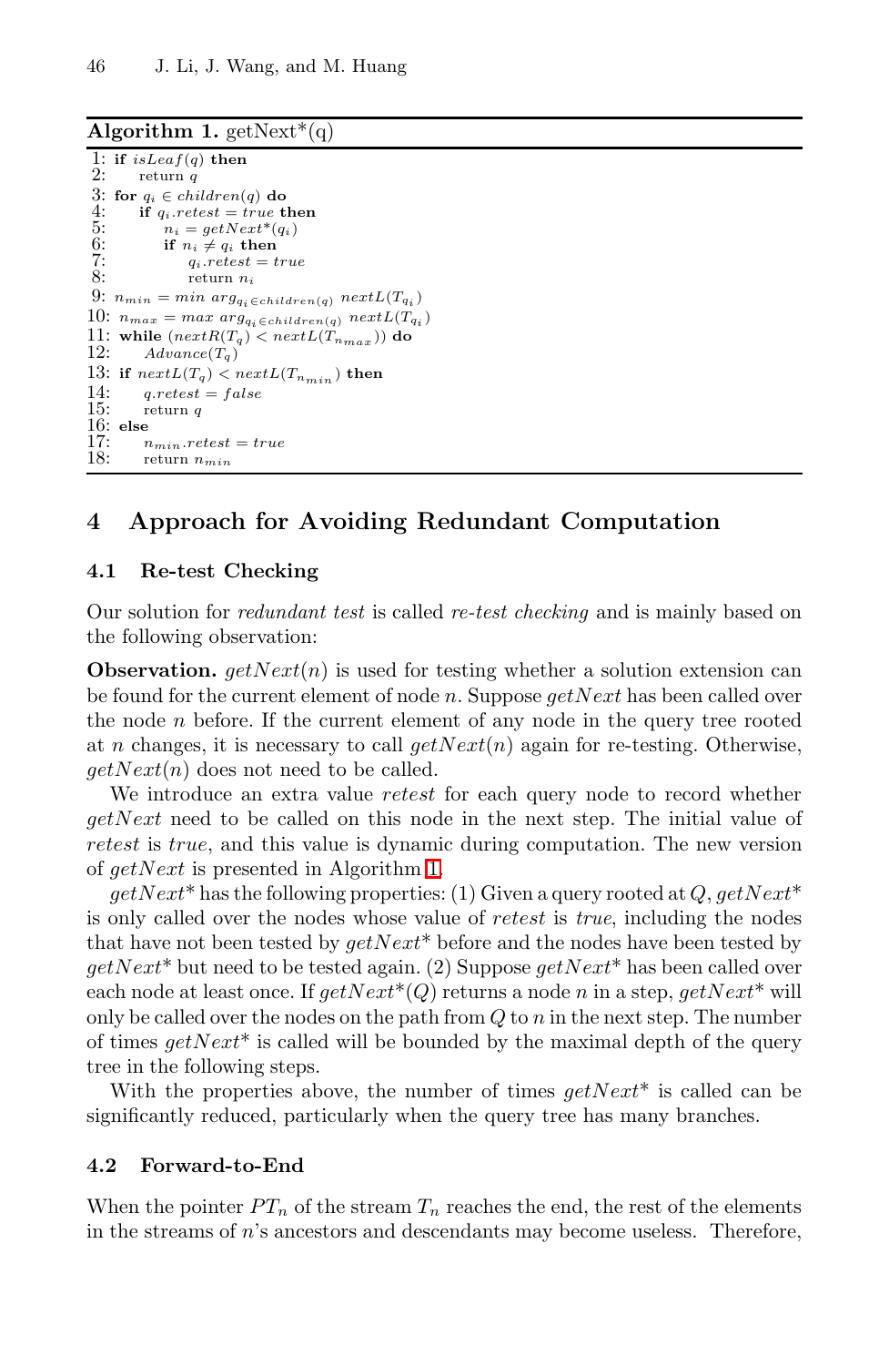**Algorithm 1.** getNext*(q)

```
1: if isLeaf(q) then
2:     return q
3: for q_i ∈ children(q) do
4:     if q_i.retest = true then
5:         n_i = getNext*(q_i)
6:         if n_i ≠ q_i then
7:             q_i.retest = true
8:             return n_i
9: n_min = min arg_{q_i ∈ children(q)} nextL(T_{q_i})
10: n_max = max arg_{q_i ∈ children(q)} nextL(T_{q_i})
11: while (nextR(T_q) < nextL(T_{n_max})) do
12:     Advance(T_q)
13: if nextL(T_q) < nextL(T_{n_min}) then
14:     q.retest = false
15:     return q
16: else
17:     n_min.retest = true
18:     return n_min
```

## 4 Approach for Avoiding Redundant Computation

### 4.1 Re-test Checking

Our solution for *redundant test* is called *re-test checking* and is mainly based on the following observation:

**Observation.** $getNext(n)$ is used for testing whether a solution extension can be found for the current element of node $n$. Suppose $getNext$ has been called over the node $n$ before. If the current element of any node in the query tree rooted at $n$ changes, it is necessary to call $getNext(n)$ again for re-testing. Otherwise, $getNext(n)$ does not need to be called.

We introduce an extra value *retest* for each query node to record whether $getNext$ need to be called on this node in the next step. The initial value of *retest* is *true*, and this value is dynamic during computation. The new version of $getNext$ is presented in Algorithm 1.

$getNext^*$ has the following properties: (1) Given a query rooted at $Q$, $getNext^*$ is only called over the nodes whose value of *retest* is *true*, including the nodes that have not been tested by $getNext^*$ before and the nodes have been tested by $getNext^*$ but need to be tested again. (2) Suppose $getNext^*$ has been called over each node at least once. If $getNext^*(Q)$ returns a node $n$ in a step, $getNext^*$ will only be called over the nodes on the path from $Q$ to $n$ in the next step. The number of times $getNext^*$ is called will be bounded by the maximal depth of the query tree in the following steps.

With the properties above, the number of times $getNext^*$ is called can be significantly reduced, particularly when the query tree has many branches.

### 4.2 Forward-to-End

When the pointer $PT_n$ of the stream $T_n$ reaches the end, the rest of the elements in the streams of $n$'s ancestors and descendants may become useless. Therefore,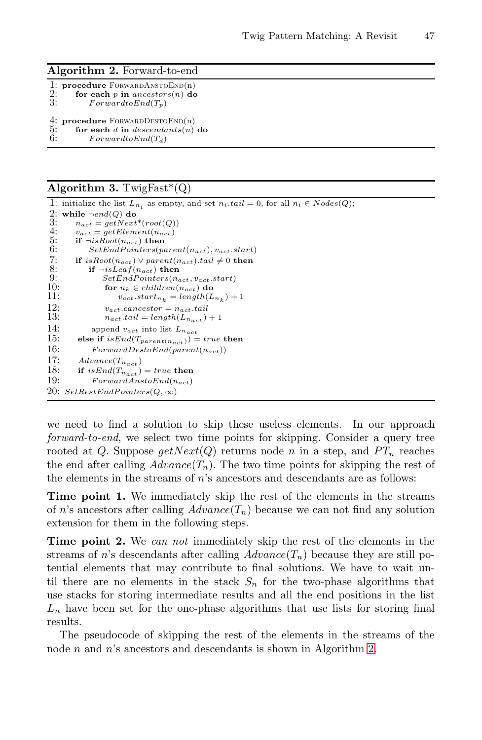**Algorithm 2.** Forward-to-end

```
1: procedure ForwardAnsToEnd(n)
2:     for each p in ancestors(n) do
3:         ForwardtoEnd(T_p)

4: procedure ForwardDesToEnd(n)
5:     for each d in descendants(n) do
6:         ForwardtoEnd(T_d)
```

**Algorithm 3.** TwigFast*(Q)

```
1: initialize the list L_{n_i} as empty, and set n_i.tail = 0, for all n_i ∈ Nodes(Q);
2: while ¬end(Q) do
3:     n_act = getNext*(root(Q))
4:     v_act = getElement(n_act)
5:     if ¬isRoot(n_act) then
6:         SetEndPointers(parent(n_act), v_act.start)
7:     if isRoot(n_act) ∨ parent(n_act).tail ≠ 0 then
8:         if ¬isLeaf(n_act) then
9:             SetEndPointers(n_act, v_act.start)
10:            for n_k ∈ children(n_act) do
11:                v_act.start_{n_k} = length(L_{n_k}) + 1
12:            v_act.cancestor = n_act.tail
13:            n_act.tail = length(L_{n_act}) + 1
14:        append v_act into list L_{n_act}
15:    else if isEnd(T_{parent(n_act)}) = true then
16:        ForwardDestoEnd(parent(n_act))
17:    Advance(T_{n_act})
18:    if isEnd(T_{n_act}) = true then
19:        ForwardAnstoEnd(n_act)
20: SetRestEndPointers(Q, ∞)
```

we need to find a solution to skip these useless elements. In our approach *forward-to-end*, we select two time points for skipping. Consider a query tree rooted at $Q$. Suppose $getNext(Q)$ returns node $n$ in a step, and $PT_n$ reaches the end after calling $Advance(T_n)$. The two time points for skipping the rest of the elements in the streams of $n$'s ancestors and descendants are as follows:

**Time point 1.** We immediately skip the rest of the elements in the streams of $n$'s ancestors after calling $Advance(T_n)$ because we can not find any solution extension for them in the following steps.

**Time point 2.** We *can not* immediately skip the rest of the elements in the streams of $n$'s descendants after calling $Advance(T_n)$ because they are still potential elements that may contribute to final solutions. We have to wait until there are no elements in the stack $S_n$ for the two-phase algorithms that use stacks for storing intermediate results and all the end positions in the list $L_n$ have been set for the one-phase algorithms that use lists for storing final results.

The pseudocode of skipping the rest of the elements in the streams of the node $n$ and $n$'s ancestors and descendants is shown in Algorithm 2.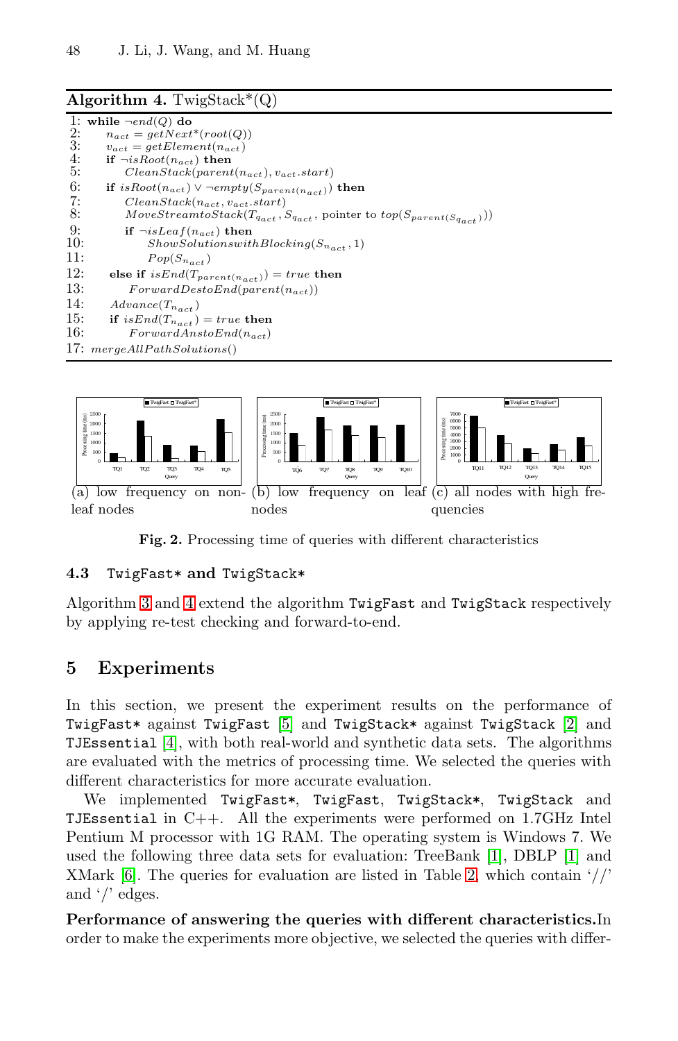**Algorithm 4.** TwigStack*(Q)

1: **while** $\neg end(Q)$ **do**
2: $\quad n_{act} = getNext*(root(Q))$
3: $\quad v_{act} = getElement(n_{act})$
4: $\quad$ **if** $\neg isRoot(n_{act})$ **then**
5: $\quad\quad CleanStack(parent(n_{act}), v_{act}.start)$
6: $\quad$ **if** $isRoot(n_{act}) \vee \neg empty(S_{parent(n_{act})})$ **then**
7: $\quad\quad CleanStack(n_{act}, v_{act}.start)$
8: $\quad\quad MoveStreamtoStack(T_{q_{act}}, S_{q_{act}}$, pointer to $top(S_{parent(S_{q_{act}})}))$
9: $\quad\quad$ **if** $\neg isLeaf(n_{act})$ **then**
10: $\quad\quad\quad ShowSolutionswithBlocking(S_{n_{act}}, 1)$
11: $\quad\quad\quad Pop(S_{n_{act}})$
12: $\quad$ **else if** $isEnd(T_{parent(n_{act})}) = true$ **then**
13: $\quad\quad ForwardDestoEnd(parent(n_{act}))$
14: $\quad Advance(T_{n_{act}})$
15: $\quad$ **if** $isEnd(T_{n_{act}}) = true$ **then**
16: $\quad\quad ForwardAnstoEnd(n_{act})$
17: $mergeAllPathSolutions()$

(a) low frequency on non-leaf nodes

(b) low frequency on leaf nodes

(c) all nodes with high frequencies

**Fig. 2.** Processing time of queries with different characteristics

### 4.3 TwigFast* and TwigStack*

Algorithm 3 and 4 extend the algorithm TwigFast and TwigStack respectively by applying re-test checking and forward-to-end.

## 5 Experiments

In this section, we present the experiment results on the performance of TwigFast* against TwigFast [5] and TwigStack* against TwigStack [2] and TJEssential [4], with both real-world and synthetic data sets. The algorithms are evaluated with the metrics of processing time. We selected the queries with different characteristics for more accurate evaluation.

We implemented TwigFast*, TwigFast, TwigStack*, TwigStack and TJEssential in C++. All the experiments were performed on 1.7GHz Intel Pentium M processor with 1G RAM. The operating system is Windows 7. We used the following three data sets for evaluation: TreeBank [1], DBLP [1] and XMark [6]. The queries for evaluation are listed in Table 2, which contain '//' and '/' edges.

**Performance of answering the queries with different characteristics.** In order to make the experiments more objective, we selected the queries with differ-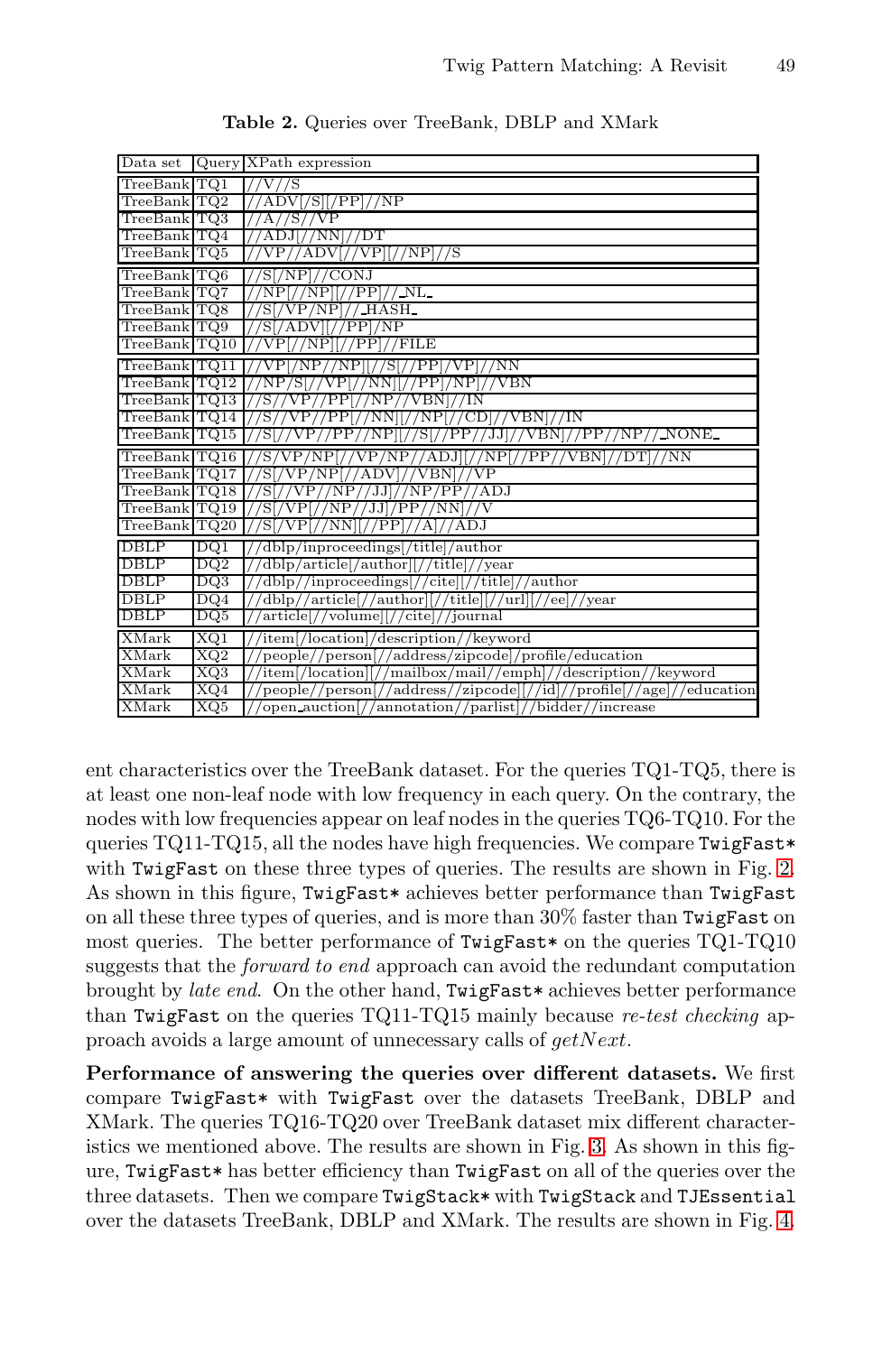**Table 2.** Queries over TreeBank, DBLP and XMark

| Data set | Query | XPath expression |
|---|---|---|
| TreeBank | TQ1 | //V//S |
| TreeBank | TQ2 | //ADV[/S][/PP]//NP |
| TreeBank | TQ3 | //A//S//VP |
| TreeBank | TQ4 | //ADJ[//NN]//DT |
| TreeBank | TQ5 | //VP//ADV[//VP][//NP]//S |
| TreeBank | TQ6 | //S[/NP]//CONJ |
| TreeBank | TQ7 | //NP[//NP][//PP]//_NL_ |
| TreeBank | TQ8 | //S[/VP/NP]//_HASH_ |
| TreeBank | TQ9 | //S[/ADV][//PP]/NP |
| TreeBank | TQ10 | //VP[//NP][//PP]//FILE |
| TreeBank | TQ11 | //VP[/NP//NP][//S[//PP]/VP]//NN |
| TreeBank | TQ12 | //NP/S[//VP[//NN][//PP]/NP]//VBN |
| TreeBank | TQ13 | //S//VP//PP[//NP//VBN]//IN |
| TreeBank | TQ14 | //S//VP//PP[//NN][//NP[//CD]//VBN]//IN |
| TreeBank | TQ15 | //S[//VP//PP//NP][//S[//PP//JJ]//VBN]//PP//NP//_NONE_ |
| TreeBank | TQ16 | //S/VP/NP[//VP/NP//ADJ][//NP[//PP//VBN]//DT]//NN |
| TreeBank | TQ17 | //S[/VP/NP[//ADV]//VBN]//VP |
| TreeBank | TQ18 | //S[//VP//NP//JJ]//NP/PP//ADJ |
| TreeBank | TQ19 | //S[/VP[//NP//JJ]/PP//NN]//V |
| TreeBank | TQ20 | //S[/VP[//NN][//PP]//A]//ADJ |
| DBLP | DQ1 | //dblp/inproceedings[/title]/author |
| DBLP | DQ2 | //dblp/article[/author][//title]//year |
| DBLP | DQ3 | //dblp/inproceedings[//cite][//title]//author |
| DBLP | DQ4 | //dblp//article[//author][//title][//url][//ee]//year |
| DBLP | DQ5 | //article[//volume][//cite]//journal |
| XMark | XQ1 | //item[/location]/description//keyword |
| XMark | XQ2 | //people//person[//address/zipcode]/profile/education |
| XMark | XQ3 | //item[/location][//mailbox/mail//emph]//description//keyword |
| XMark | XQ4 | //people//person[//address//zipcode][//id]//profile[//age]//education |
| XMark | XQ5 | //open_auction[//annotation//parlist]//bidder//increase |

ent characteristics over the TreeBank dataset. For the queries TQ1-TQ5, there is at least one non-leaf node with low frequency in each query. On the contrary, the nodes with low frequencies appear on leaf nodes in the queries TQ6-TQ10. For the queries TQ11-TQ15, all the nodes have high frequencies. We compare `TwigFast*` with `TwigFast` on these three types of queries. The results are shown in Fig. 2. As shown in this figure, `TwigFast*` achieves better performance than `TwigFast` on all these three types of queries, and is more than 30% faster than `TwigFast` on most queries. The better performance of `TwigFast*` on the queries TQ1-TQ10 suggests that the *forward to end* approach can avoid the redundant computation brought by *late end*. On the other hand, `TwigFast*` achieves better performance than `TwigFast` on the queries TQ11-TQ15 mainly because *re-test checking* approach avoids a large amount of unnecessary calls of *getNext*.

**Performance of answering the queries over different datasets.** We first compare `TwigFast*` with `TwigFast` over the datasets TreeBank, DBLP and XMark. The queries TQ16-TQ20 over TreeBank dataset mix different characteristics we mentioned above. The results are shown in Fig. 3. As shown in this figure, `TwigFast*` has better efficiency than `TwigFast` on all of the queries over the three datasets. Then we compare `TwigStack*` with `TwigStack` and `TJEssential` over the datasets TreeBank, DBLP and XMark. The results are shown in Fig. 4.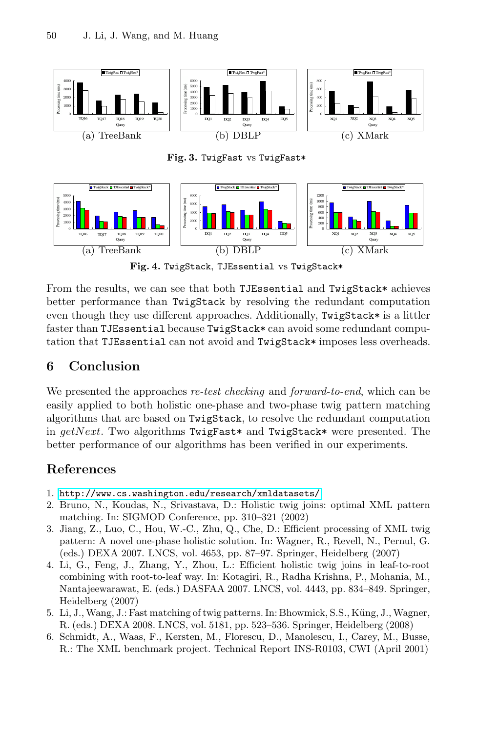TwigFast TwigFast*

Processing time (ms)

4000
3000
2000
1000
0

TQ16 TQ17 TQ18 TQ19 TQ20

Query

(a) TreeBank

TwigFast TwigFast*

Processing time (ms)

6000
5000
4000
3000
2000
1000
0

DQ1 DQ2 DQ3 DQ4 DQ5

Query

(b) DBLP

TwigFast TwigFast*

Processing time (ms)

800
600
400
200
0

XQ1 XQ2 XQ3 XQ4 XQ5

Query

(c) XMark

**Fig. 3.** TwigFast vs TwigFast*

TwigStack TJEssential TwigStack*

Processing time (ms)

5000
4000
3000
2000
1000
0

TQ16 TQ17 TQ18 TQ19 TQ20

Query

(a) TreeBank

TwigStack TJEssential TwigStack*

Processing time (ms)

8000
6000
4000
2000
0

DQ1 DQ2 DQ3 DQ4 DQ5

Query

(b) DBLP

TwigStack TJEssential TwigStack*

Processing time (ms)

1200
1000
800
600
400
200
0

XQ1 XQ2 XQ3 XQ4 XQ5

Query

(c) XMark

**Fig. 4.** TwigStack, TJEssential vs TwigStack*

From the results, we can see that both TJEssential and TwigStack* achieves better performance than TwigStack by resolving the redundant computation even though they use different approaches. Additionally, TwigStack* is a littler faster than TJEssential because TwigStack* can avoid some redundant computation that TJEssential can not avoid and TwigStack* imposes less overheads.

## 6 Conclusion

We presented the approaches *re-test checking* and *forward-to-end*, which can be easily applied to both holistic one-phase and two-phase twig pattern matching algorithms that are based on TwigStack, to resolve the redundant computation in *getNext*. Two algorithms TwigFast* and TwigStack* were presented. The better performance of our algorithms has been verified in our experiments.

## References

1. http://www.cs.washington.edu/research/xmldatasets/
2. Bruno, N., Koudas, N., Srivastava, D.: Holistic twig joins: optimal XML pattern matching. In: SIGMOD Conference, pp. 310–321 (2002)
3. Jiang, Z., Luo, C., Hou, W.-C., Zhu, Q., Che, D.: Efficient processing of XML twig pattern: A novel one-phase holistic solution. In: Wagner, R., Revell, N., Pernul, G. (eds.) DEXA 2007. LNCS, vol. 4653, pp. 87–97. Springer, Heidelberg (2007)
4. Li, G., Feng, J., Zhang, Y., Zhou, L.: Efficient holistic twig joins in leaf-to-root combining with root-to-leaf way. In: Kotagiri, R., Radha Krishna, P., Mohania, M., Nantajeewarawat, E. (eds.) DASFAA 2007. LNCS, vol. 4443, pp. 834–849. Springer, Heidelberg (2007)
5. Li, J., Wang, J.: Fast matching of twig patterns. In: Bhowmick, S.S., Küng, J., Wagner, R. (eds.) DEXA 2008. LNCS, vol. 5181, pp. 523–536. Springer, Heidelberg (2008)
6. Schmidt, A., Waas, F., Kersten, M., Florescu, D., Manolescu, I., Carey, M., Busse, R.: The XML benchmark project. Technical Report INS-R0103, CWI (April 2001)